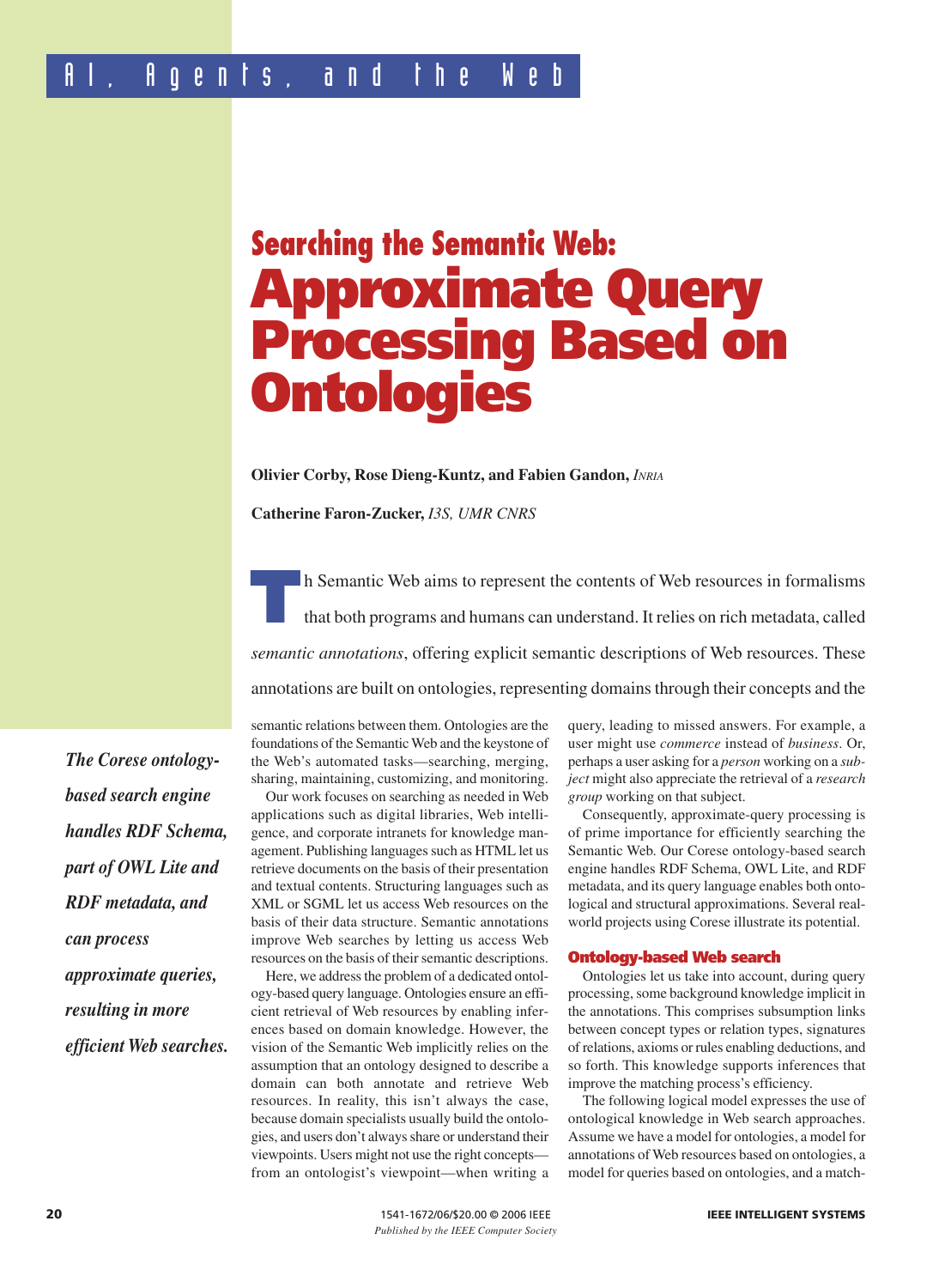# Searching the Semantic Web: Approximate Query Processing Based on Ontologies

**Olivier Corby, Rose Dieng-Kuntz, and Fabien Gandon,** *INRIA*

**Catherine Faron-Zucker,** *I3S, UMR CNRS*

*The Corese ontology-based search engine handles RDF Schema, part of OWL Lite and RDF metadata, and can process approximate queries, resulting in more efficient Web searches.*

Th Semantic Web aims to represent the contents of Web resources in formalisms that both programs and humans can understand. It relies on rich metadata, called *semantic annotations*, offering explicit semantic descriptions of Web resources. These annotations are built on ontologies, representing domains through their concepts and the semantic relations between them. Ontologies are the foundations of the Semantic Web and the keystone of the Web's automated tasks—searching, merging, sharing, maintaining, customizing, and monitoring.

Our work focuses on searching as needed in Web applications such as digital libraries, Web intelligence, and corporate intranets for knowledge management. Publishing languages such as HTML let us retrieve documents on the basis of their presentation and textual contents. Structuring languages such as XML or SGML let us access Web resources on the basis of their data structure. Semantic annotations improve Web searches by letting us access Web resources on the basis of their semantic descriptions.

Here, we address the problem of a dedicated ontology-based query language. Ontologies ensure an efficient retrieval of Web resources by enabling inferences based on domain knowledge. However, the vision of the Semantic Web implicitly relies on the assumption that an ontology designed to describe a domain can both annotate and retrieve Web resources. In reality, this isn't always the case, because domain specialists usually build the ontologies, and users don't always share or understand their viewpoints. Users might not use the right concepts—from an ontologist's viewpoint—when writing a query, leading to missed answers. For example, a user might use *commerce* instead of *business*. Or, perhaps a user asking for a *person* working on a *subject* might also appreciate the retrieval of a *research group* working on that subject.

Consequently, approximate-query processing is of prime importance for efficiently searching the Semantic Web. Our Corese ontology-based search engine handles RDF Schema, OWL Lite, and RDF metadata, and its query language enables both ontological and structural approximations. Several real-world projects using Corese illustrate its potential.

## Ontology-based Web search

Ontologies let us take into account, during query processing, some background knowledge implicit in the annotations. This comprises subsumption links between concept types or relation types, signatures of relations, axioms or rules enabling deductions, and so forth. This knowledge supports inferences that improve the matching process's efficiency.

The following logical model expresses the use of ontological knowledge in Web search approaches. Assume we have a model for ontologies, a model for annotations of Web resources based on ontologies, a model for queries based on ontologies, and a match-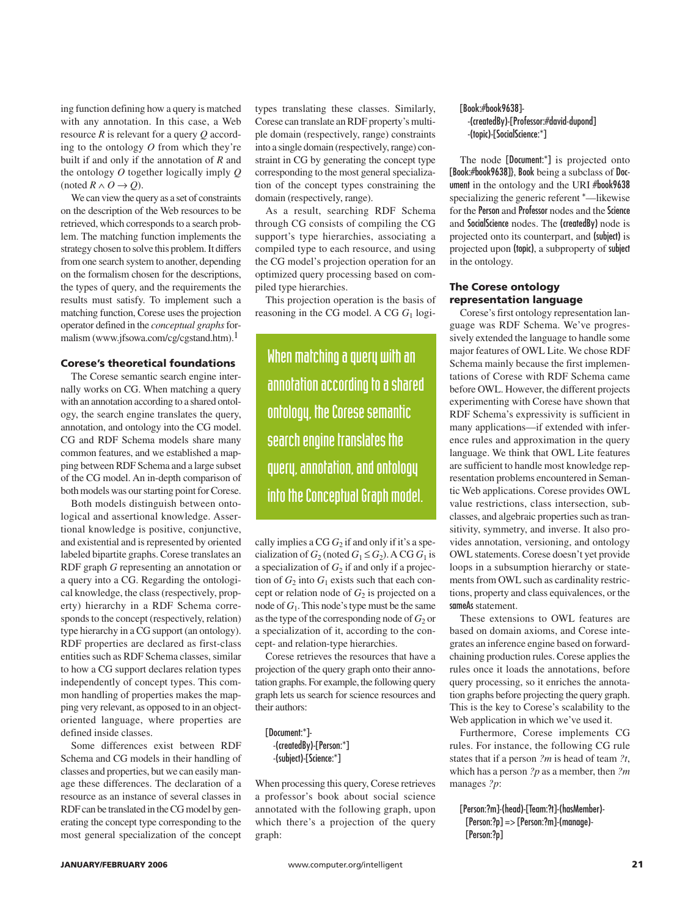ing function defining how a query is matched with any annotation. In this case, a Web resource $R$ is relevant for a query $Q$ according to the ontology $O$ from which they're built if and only if the annotation of $R$ and the ontology $O$ together logically imply $Q$ (noted $R \wedge O \rightarrow Q$).

We can view the query as a set of constraints on the description of the Web resources to be retrieved, which corresponds to a search problem. The matching function implements the strategy chosen to solve this problem. It differs from one search system to another, depending on the formalism chosen for the descriptions, the types of query, and the requirements the results must satisfy. To implement such a matching function, Corese uses the projection operator defined in the *conceptual graphs* formalism (www.jfsowa.com/cg/cgstand.htm).[1]

### Corese's theoretical foundations

The Corese semantic search engine internally works on CG. When matching a query with an annotation according to a shared ontology, the search engine translates the query, annotation, and ontology into the CG model. CG and RDF Schema models share many common features, and we established a mapping between RDF Schema and a large subset of the CG model. An in-depth comparison of both models was our starting point for Corese.

Both models distinguish between ontological and assertional knowledge. Assertional knowledge is positive, conjunctive, and existential and is represented by oriented labeled bipartite graphs. Corese translates an RDF graph $G$ representing an annotation or a query into a CG. Regarding the ontological knowledge, the class (respectively, property) hierarchy in a RDF Schema corresponds to the concept (respectively, relation) type hierarchy in a CG support (an ontology). RDF properties are declared as first-class entities such as RDF Schema classes, similar to how a CG support declares relation types independently of concept types. This common handling of properties makes the mapping very relevant, as opposed to in an object-oriented language, where properties are defined inside classes.

Some differences exist between RDF Schema and CG models in their handling of classes and properties, but we can easily manage these differences. The declaration of a resource as an instance of several classes in RDF can be translated in the CG model by generating the concept type corresponding to the most general specialization of the concept types translating these classes. Similarly, Corese can translate an RDF property's multiple domain (respectively, range) constraints into a single domain (respectively, range) constraint in CG by generating the concept type corresponding to the most general specialization of the concept types constraining the domain (respectively, range).

As a result, searching RDF Schema through CG consists of compiling the CG support's type hierarchies, associating a compiled type to each resource, and using the CG model's projection operation for an optimized query processing based on compiled type hierarchies.

This projection operation is the basis of reasoning in the CG model. A CG $G_1$ logically implies a CG $G_2$ if and only if it's a specialization of $G_2$ (noted $G_1 \leq G_2$). A CG $G_1$ is a specialization of $G_2$ if and only if a projection of $G_2$ into $G_1$ exists such that each concept or relation node of $G_2$ is projected on a node of $G_1$. This node's type must be the same as the type of the corresponding node of $G_2$ or a specialization of it, according to the concept- and relation-type hierarchies.

When matching a query with an annotation according to a shared ontology, the Corese semantic search engine translates the query, annotation, and ontology into the Conceptual Graph model.

Corese retrieves the resources that have a projection of the query graph onto their annotation graphs. For example, the following query graph lets us search for science resources and their authors:

```
[Document:*]-
  -(createdBy)-[Person:*]
  -(subject)-[Science:*]
```

When processing this query, Corese retrieves a professor's book about social science annotated with the following graph, upon which there's a projection of the query graph:

```
[Book:#book9638]-
  -(createdBy)-[Professor:#david-dupond]
  -(topic)-[SocialScience:*]
```

The node [Document:*] is projected onto [Book:#book9638]}, Book being a subclass of Document in the ontology and the URI #book9638 specializing the generic referent *—likewise for the Person and Professor nodes and the Science and SocialScience nodes. The (createdBy) node is projected onto its counterpart, and (subject) is projected upon (topic), a subproperty of subject in the ontology.

### The Corese ontology representation language

Corese's first ontology representation language was RDF Schema. We've progressively extended the language to handle some major features of OWL Lite. We chose RDF Schema mainly because the first implementations of Corese with RDF Schema came before OWL. However, the different projects experimenting with Corese have shown that RDF Schema's expressivity is sufficient in many applications—if extended with inference rules and approximation in the query language. We think that OWL Lite features are sufficient to handle most knowledge representation problems encountered in Semantic Web applications. Corese provides OWL value restrictions, class intersection, subclasses, and algebraic properties such as transitivity, symmetry, and inverse. It also provides annotation, versioning, and ontology OWL statements. Corese doesn't yet provide loops in a subsumption hierarchy or statements from OWL such as cardinality restrictions, property and class equivalences, or the sameAs statement.

These extensions to OWL features are based on domain axioms, and Corese integrates an inference engine based on forward-chaining production rules. Corese applies the rules once it loads the annotations, before query processing, so it enriches the annotation graphs before projecting the query graph. This is the key to Corese's scalability to the Web application in which we've used it.

Furthermore, Corese implements CG rules. For instance, the following CG rule states that if a person *?m* is head of team *?t*, which has a person *?p* as a member, then *?m* manages *?p*:

```
[Person:?m]-(head)-[Team:?t]-(hasMember)-
  [Person:?p] => [Person:?m]-(manage)-
  [Person:?p]
```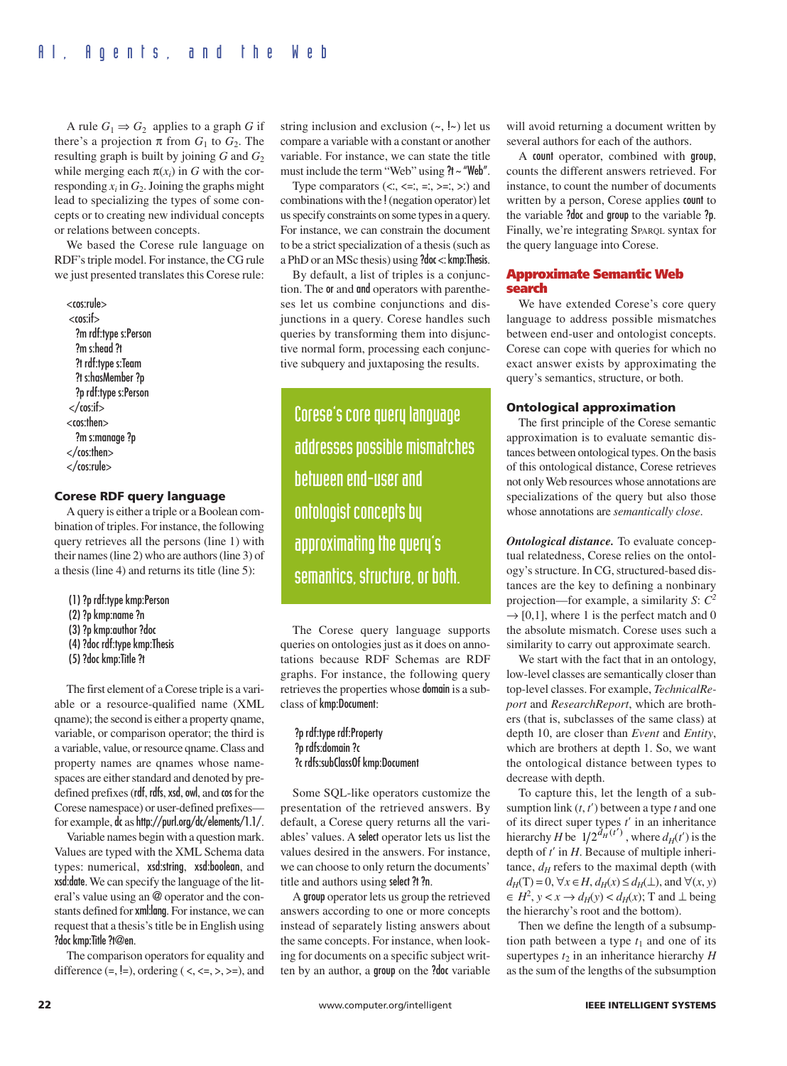A rule $G_1 \Rightarrow G_2$ applies to a graph $G$ if there's a projection $\pi$ from $G_1$ to $G_2$. The resulting graph is built by joining $G$ and $G_2$ while merging each $\pi(x_i)$ in $G$ with the corresponding $x_i$ in $G_2$. Joining the graphs might lead to specializing the types of some concepts or to creating new individual concepts or relations between concepts.

We based the Corese rule language on RDF's triple model. For instance, the CG rule we just presented translates this Corese rule:

```
<cos:rule>
 <cos:if>
  ?m rdf:type s:Person
  ?m s:head ?t
  ?t rdf:type s:Team
  ?t s:hasMember ?p
  ?p rdf:type s:Person
 </cos:if>
<cos:then>
  ?m s:manage ?p
</cos:then>
</cos:rule>
```

### Corese RDF query language

A query is either a triple or a Boolean combination of triples. For instance, the following query retrieves all the persons (line 1) with their names (line 2) who are authors (line 3) of a thesis (line 4) and returns its title (line 5):

```
(1) ?p rdf:type kmp:Person
(2) ?p kmp:name ?n
(3) ?p kmp:author ?doc
(4) ?doc rdf:type kmp:Thesis
(5) ?doc kmp:Title ?t
```

The first element of a Corese triple is a variable or a resource-qualified name (XML qname); the second is either a property qname, variable, or comparison operator; the third is a variable, value, or resource qname. Class and property names are qnames whose namespaces are either standard and denoted by predefined prefixes (rdf, rdfs, xsd, owl, and cos for the Corese namespace) or user-defined prefixes—for example, dc as http://purl.org/dc/elements/1.1/.

Variable names begin with a question mark. Values are typed with the XML Schema data types: numerical, xsd:string, xsd:boolean, and xsd:date. We can specify the language of the literal's value using an @ operator and the constants defined for xml:lang. For instance, we can request that a thesis's title be in English using ?doc kmp:Title ?t@en.

The comparison operators for equality and difference (=, !=), ordering ( <, <=, >, >=), and string inclusion and exclusion (~, !~) let us compare a variable with a constant or another variable. For instance, we can state the title must include the term "Web" using ?t ~ "Web".

Type comparators (<:, <=:, =:, >=:, >:) and combinations with the ! (negation operator) let us specify constraints on some types in a query. For instance, we can constrain the document to be a strict specialization of a thesis (such as a PhD or an MSc thesis) using ?doc <: kmp:Thesis.

By default, a list of triples is a conjunction. The or and and operators with parentheses let us combine conjunctions and disjunctions in a query. Corese handles such queries by transforming them into disjunctive normal form, processing each conjunctive subquery and juxtaposing the results.

> Corese's core query language addresses possible mismatches between end-user and ontologist concepts by approximating the query's semantics, structure, or both.

The Corese query language supports queries on ontologies just as it does on annotations because RDF Schemas are RDF graphs. For instance, the following query retrieves the properties whose domain is a subclass of kmp:Document:

```
?p rdf:type rdf:Property
?p rdfs:domain ?c
?c rdfs:subClassOf kmp:Document
```

Some SQL-like operators customize the presentation of the retrieved answers. By default, a Corese query returns all the variables' values. A select operator lets us list the values desired in the answers. For instance, we can choose to only return the documents' title and authors using select ?t ?n.

A group operator lets us group the retrieved answers according to one or more concepts instead of separately listing answers about the same concepts. For instance, when looking for documents on a specific subject written by an author, a group on the ?doc variable will avoid returning a document written by several authors for each of the authors.

A count operator, combined with group, counts the different answers retrieved. For instance, to count the number of documents written by a person, Corese applies count to the variable ?doc and group to the variable ?p. Finally, we're integrating SPARQL syntax for the query language into Corese.

## Approximate Semantic Web search

We have extended Corese's core query language to address possible mismatches between end-user and ontologist concepts. Corese can cope with queries for which no exact answer exists by approximating the query's semantics, structure, or both.

### Ontological approximation

The first principle of the Corese semantic approximation is to evaluate semantic distances between ontological types. On the basis of this ontological distance, Corese retrieves not only Web resources whose annotations are specializations of the query but also those whose annotations are *semantically close*.

***Ontological distance.*** To evaluate conceptual relatedness, Corese relies on the ontology's structure. In CG, structured-based distances are the key to defining a nonbinary projection—for example, a similarity $S$: $C^2 \rightarrow [0,1]$, where 1 is the perfect match and 0 the absolute mismatch. Corese uses such a similarity to carry out approximate search.

We start with the fact that in an ontology, low-level classes are semantically closer than top-level classes. For example, *TechnicalReport* and *ResearchReport*, which are brothers (that is, subclasses of the same class) at depth 10, are closer than *Event* and *Entity*, which are brothers at depth 1. So, we want the ontological distance between types to decrease with depth.

To capture this, let the length of a subsumption link $(t, t')$ between a type $t$ and one of its direct super types $t'$ in an inheritance hierarchy $H$ be $1/2^{d_H(t')}$, where $d_H(t')$ is the depth of $t'$ in $H$. Because of multiple inheritance, $d_H$ refers to the maximal depth (with $d_H(\mathrm{T}) = 0$, $\forall x \in H$, $d_H(x) \leq d_H(\perp)$, and $\forall (x, y) \in H^2$, $y < x \rightarrow d_H(y) < d_H(x)$; T and $\perp$ being the hierarchy's root and the bottom).

Then we define the length of a subsumption path between a type $t_1$ and one of its supertypes $t_2$ in an inheritance hierarchy $H$ as the sum of the lengths of the subsumption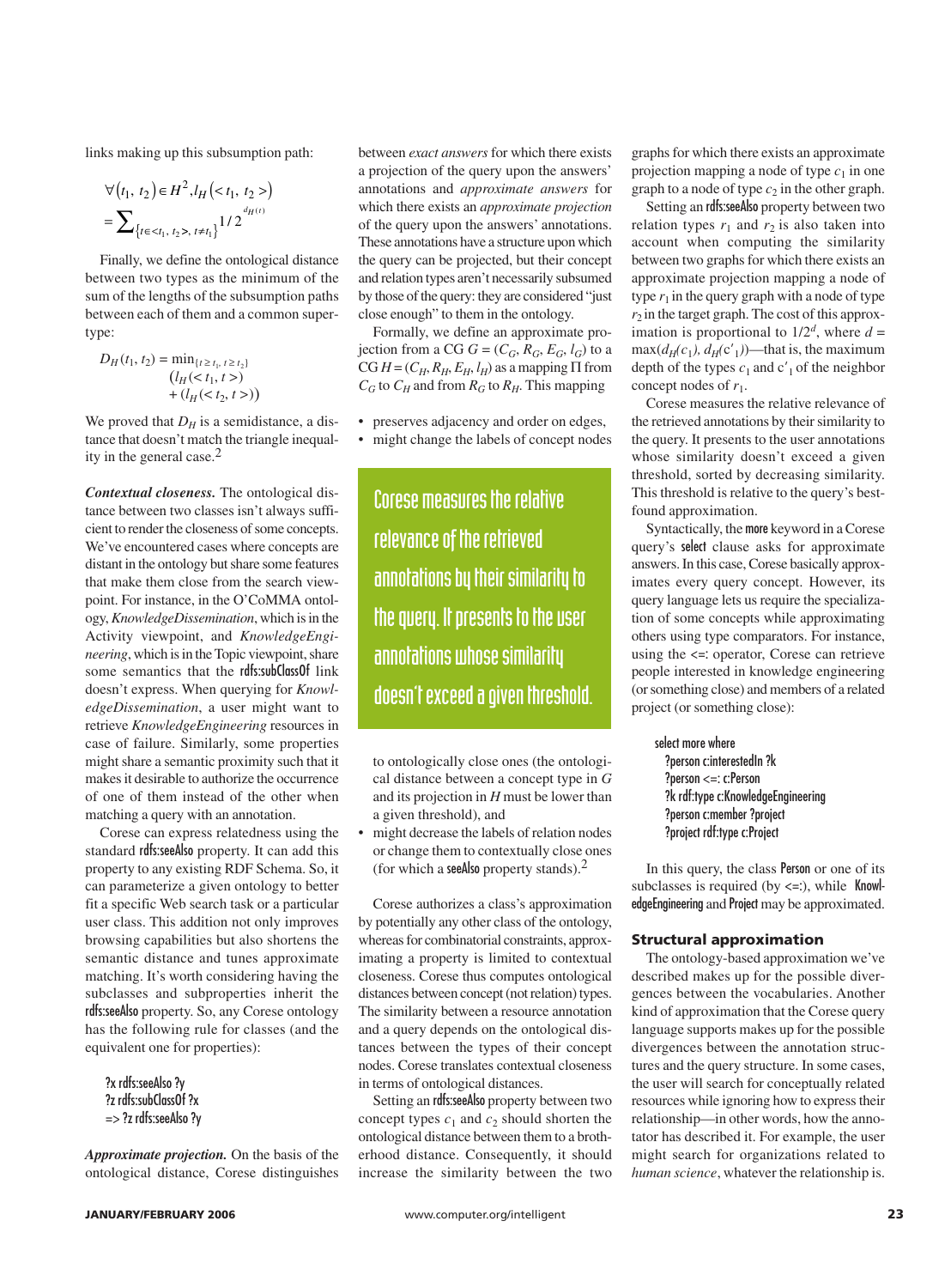links making up this subsumption path:

$$\forall (t_1, t_2) \in H^2, l_H(<t_1, t_2>) = \sum_{\{t \in <t_1, t_2>, t \neq t_1\}} 1/2^{d_H(t)}$$

Finally, we define the ontological distance between two types as the minimum of the sum of the lengths of the subsumption paths between each of them and a common supertype:

$$D_H(t_1, t_2) = \min_{\{t \geq t_1, t \geq t_2\}} (l_H(<t_1, t>) + (l_H(<t_2, t>))$$

We proved that $D_H$ is a semidistance, a distance that doesn't match the triangle inequality in the general case.[2]

***Contextual closeness.*** The ontological distance between two classes isn't always sufficient to render the closeness of some concepts. We've encountered cases where concepts are distant in the ontology but share some features that make them close from the search viewpoint. For instance, in the O'CoMMA ontology, *KnowledgeDissemination*, which is in the Activity viewpoint, and *KnowledgeEngineering*, which is in the Topic viewpoint, share some semantics that the rdfs:subClassOf link doesn't express. When querying for *KnowledgeDissemination*, a user might want to retrieve *KnowledgeEngineering* resources in case of failure. Similarly, some properties might share a semantic proximity such that it makes it desirable to authorize the occurrence of one of them instead of the other when matching a query with an annotation.

Corese can express relatedness using the standard rdfs:seeAlso property. It can add this property to any existing RDF Schema. So, it can parameterize a given ontology to better fit a specific Web search task or a particular user class. This addition not only improves browsing capabilities but also shortens the semantic distance and tunes approximate matching. It's worth considering having the subclasses and subproperties inherit the rdfs:seeAlso property. So, any Corese ontology has the following rule for classes (and the equivalent one for properties):

```
?x rdfs:seeAlso ?y
?z rdfs:subClassOf ?x
=> ?z rdfs:seeAlso ?y
```

***Approximate projection.*** On the basis of the ontological distance, Corese distinguishes between *exact answers* for which there exists a projection of the query upon the answers' annotations and *approximate answers* for which there exists an *approximate projection* of the query upon the answers' annotations. These annotations have a structure upon which the query can be projected, but their concept and relation types aren't necessarily subsumed by those of the query: they are considered "just close enough" to them in the ontology.

Formally, we define an approximate projection from a CG $G = (C_G, R_G, E_G, l_G)$ to a CG $H = (C_H, R_H, E_H, l_H)$ as a mapping $\Pi$ from $C_G$ to $C_H$ and from $R_G$ to $R_H$. This mapping

- preserves adjacency and order on edges,
- might change the labels of concept nodes to ontologically close ones (the ontological distance between a concept type in $G$ and its projection in $H$ must be lower than a given threshold), and
- might decrease the labels of relation nodes or change them to contextually close ones (for which a seeAlso property stands).[2]

Corese authorizes a class's approximation by potentially any other class of the ontology, whereas for combinatorial constraints, approximating a property is limited to contextual closeness. Corese thus computes ontological distances between concept (not relation) types. The similarity between a resource annotation and a query depends on the ontological distances between the types of their concept nodes. Corese translates contextual closeness in terms of ontological distances.

Setting an rdfs:seeAlso property between two concept types $c_1$ and $c_2$ should shorten the ontological distance between them to a brotherhood distance. Consequently, it should increase the similarity between the two graphs for which there exists an approximate projection mapping a node of type $c_1$ in one graph to a node of type $c_2$ in the other graph.

Setting an rdfs:seeAlso property between two relation types $r_1$ and $r_2$ is also taken into account when computing the similarity between two graphs for which there exists an approximate projection mapping a node of type $r_1$ in the query graph with a node of type $r_2$ in the target graph. The cost of this approximation is proportional to $1/2^d$, where $d = \max(d_H(c_1), d_H(c'_1))$—that is, the maximum depth of the types $c_1$ and $c'_1$ of the neighbor concept nodes of $r_1$.

Corese measures the relative relevance of the retrieved annotations by their similarity to the query. It presents to the user annotations whose similarity doesn't exceed a given threshold, sorted by decreasing similarity. This threshold is relative to the query's best-found approximation.

Syntactically, the more keyword in a Corese query's select clause asks for approximate answers. In this case, Corese basically approximates every query concept. However, its query language lets us require the specialization of some concepts while approximating others using type comparators. For instance, using the <=: operator, Corese can retrieve people interested in knowledge engineering (or something close) and members of a related project (or something close):

```
select more where
  ?person c:interestedIn ?k
  ?person <=: c:Person
  ?k rdf:type c:KnowledgeEngineering
  ?person c:member ?project
  ?project rdf:type c:Project
```

In this query, the class Person or one of its subclasses is required (by <=:), while KnowledgeEngineering and Project may be approximated.

### Structural approximation

The ontology-based approximation we've described makes up for the possible divergences between the vocabularies. Another kind of approximation that the Corese query language supports makes up for the possible divergences between the annotation structures and the query structure. In some cases, the user will search for conceptually related resources while ignoring how to express their relationship—in other words, how the annotator has described it. For example, the user might search for organizations related to *human science*, whatever the relationship is.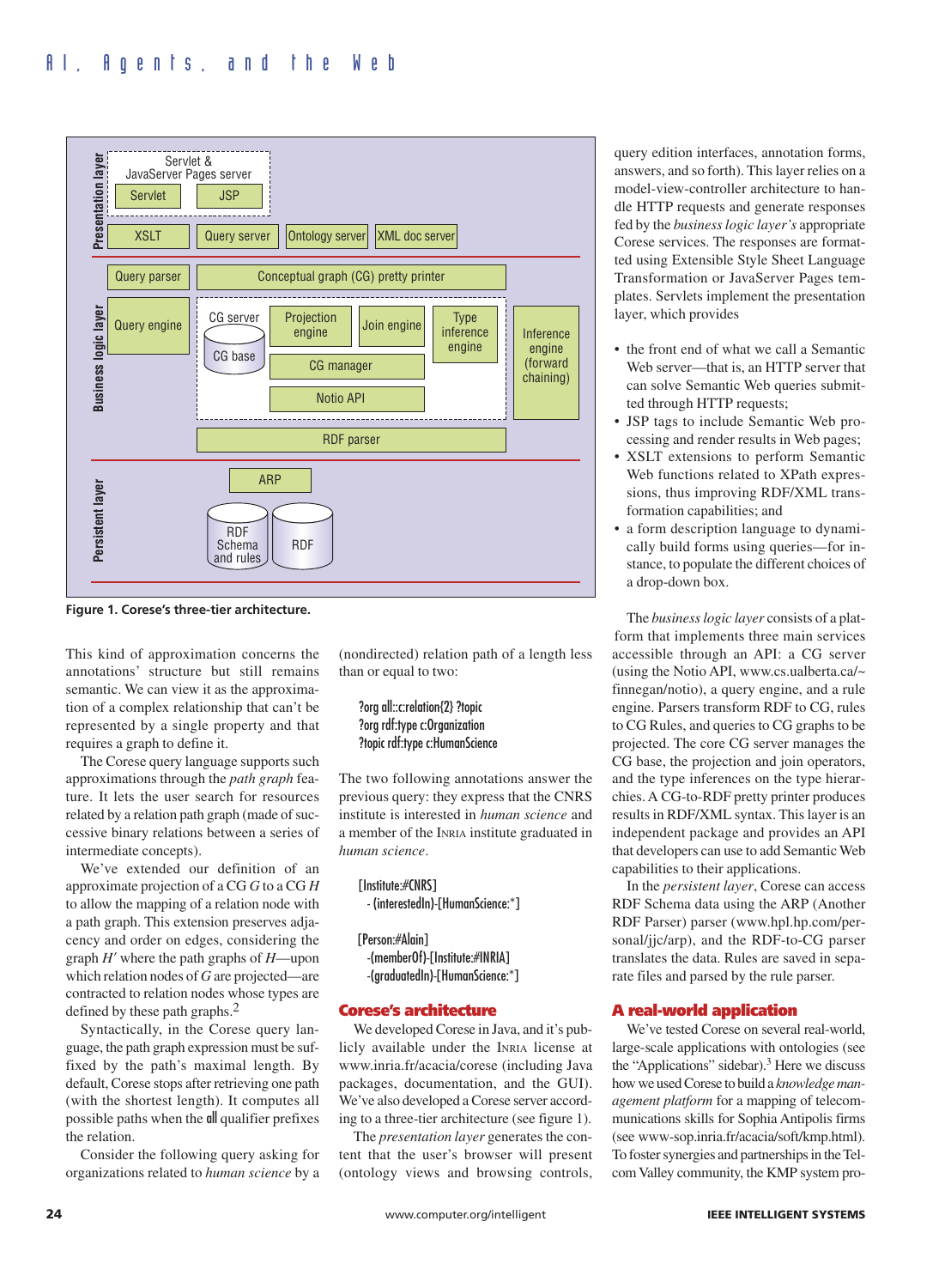Figure 1. Corese's three-tier architecture.

This kind of approximation concerns the annotations' structure but still remains semantic. We can view it as the approximation of a complex relationship that can't be represented by a single property and that requires a graph to define it.

The Corese query language supports such approximations through the *path graph* feature. It lets the user search for resources related by a relation path graph (made of successive binary relations between a series of intermediate concepts).

We've extended our definition of an approximate projection of a CG $G$ to a CG $H$ to allow the mapping of a relation node with a path graph. This extension preserves adjacency and order on edges, considering the graph $H'$ where the path graphs of $H$—upon which relation nodes of $G$ are projected—are contracted to relation nodes whose types are defined by these path graphs.[2]

Syntactically, in the Corese query language, the path graph expression must be suffixed by the path's maximal length. By default, Corese stops after retrieving one path (with the shortest length). It computes all possible paths when the **all** qualifier prefixes the relation.

Consider the following query asking for organizations related to *human science* by a (nondirected) relation path of a length less than or equal to two:

```
?org all::c:relation{2} ?topic
?org rdf:type c:Organization
?topic rdf:type c:HumanScience
```

The two following annotations answer the previous query: they express that the CNRS institute is interested in *human science* and a member of the INRIA institute graduated in *human science*.

```
[Institute:#CNRS]
  - (interestedIn)-[HumanScience:*]

[Person:#Alain]
  -(memberOf)-[Institute:#INRIA]
  -(graduatedIn)-[HumanScience:*]
```

## Corese's architecture

We developed Corese in Java, and it's publicly available under the INRIA license at www.inria.fr/acacia/corese (including Java packages, documentation, and the GUI). We've also developed a Corese server according to a three-tier architecture (see figure 1).

The *presentation layer* generates the content that the user's browser will present (ontology views and browsing controls, query edition interfaces, annotation forms, answers, and so forth). This layer relies on a model-view-controller architecture to handle HTTP requests and generate responses fed by the *business logic layer's* appropriate Corese services. The responses are formatted using Extensible Style Sheet Language Transformation or JavaServer Pages templates. Servlets implement the presentation layer, which provides

- the front end of what we call a Semantic Web server—that is, an HTTP server that can solve Semantic Web queries submitted through HTTP requests;
- JSP tags to include Semantic Web processing and render results in Web pages;
- XSLT extensions to perform Semantic Web functions related to XPath expressions, thus improving RDF/XML transformation capabilities; and
- a form description language to dynamically build forms using queries—for instance, to populate the different choices of a drop-down box.

The *business logic layer* consists of a platform that implements three main services accessible through an API: a CG server (using the Notio API, www.cs.ualberta.ca/~finnegan/notio), a query engine, and a rule engine. Parsers transform RDF to CG, rules to CG Rules, and queries to CG graphs to be projected. The core CG server manages the CG base, the projection and join operators, and the type inferences on the type hierarchies. A CG-to-RDF pretty printer produces results in RDF/XML syntax. This layer is an independent package and provides an API that developers can use to add Semantic Web capabilities to their applications.

In the *persistent layer*, Corese can access RDF Schema data using the ARP (Another RDF Parser) parser (www.hpl.hp.com/personal/jjc/arp), and the RDF-to-CG parser translates the data. Rules are saved in separate files and parsed by the rule parser.

## A real-world application

We've tested Corese on several real-world, large-scale applications with ontologies (see the "Applications" sidebar).[3] Here we discuss how we used Corese to build a *knowledge management platform* for a mapping of telecommunications skills for Sophia Antipolis firms (see www-sop.inria.fr/acacia/soft/kmp.html). To foster synergies and partnerships in the Telcom Valley community, the KMP system pro-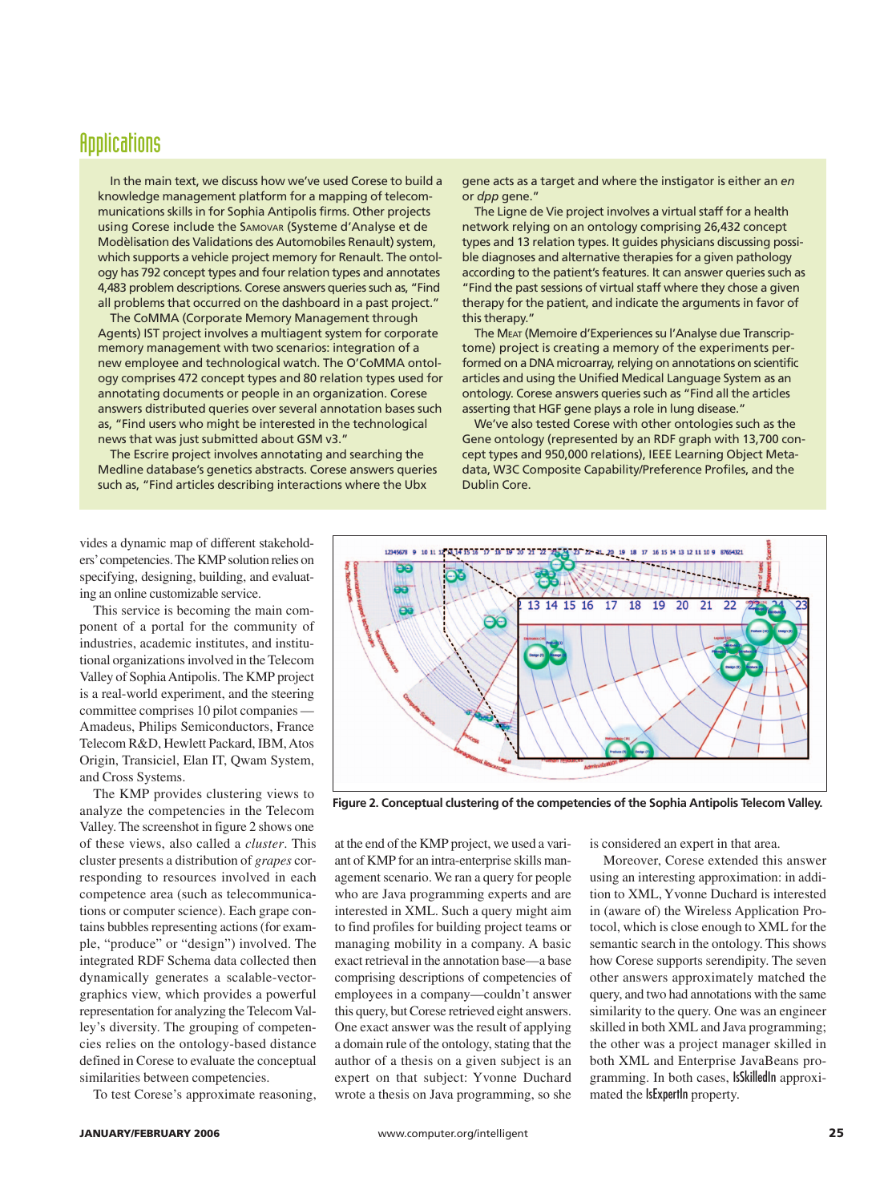## Applications

In the main text, we discuss how we've used Corese to build a knowledge management platform for a mapping of telecommunications skills in for Sophia Antipolis firms. Other projects using Corese include the SAMOVAR (Systeme d'Analyse et de Modèlisation des Validations des Automobiles Renault) system, which supports a vehicle project memory for Renault. The ontology has 792 concept types and four relation types and annotates 4,483 problem descriptions. Corese answers queries such as, "Find all problems that occurred on the dashboard in a past project."

The CoMMA (Corporate Memory Management through Agents) IST project involves a multiagent system for corporate memory management with two scenarios: integration of a new employee and technological watch. The O'CoMMA ontology comprises 472 concept types and 80 relation types used for annotating documents or people in an organization. Corese answers distributed queries over several annotation bases such as, "Find users who might be interested in the technological news that was just submitted about GSM v3."

The Escrire project involves annotating and searching the Medline database's genetics abstracts. Corese answers queries such as, "Find articles describing interactions where the Ubx gene acts as a target and where the instigator is either an *en* or *dpp* gene."

The Ligne de Vie project involves a virtual staff for a health network relying on an ontology comprising 26,432 concept types and 13 relation types. It guides physicians discussing possible diagnoses and alternative therapies for a given pathology according to the patient's features. It can answer queries such as "Find the past sessions of virtual staff where they chose a given therapy for the patient, and indicate the arguments in favor of this therapy."

The MEAT (Memoire d'Experiences su l'Analyse due Transcriptome) project is creating a memory of the experiments performed on a DNA microarray, relying on annotations on scientific articles and using the Unified Medical Language System as an ontology. Corese answers queries such as "Find all the articles asserting that HGF gene plays a role in lung disease."

We've also tested Corese with other ontologies such as the Gene ontology (represented by an RDF graph with 13,700 concept types and 950,000 relations), IEEE Learning Object Metadata, W3C Composite Capability/Preference Profiles, and the Dublin Core.

---

vides a dynamic map of different stakeholders' competencies. The KMP solution relies on specifying, designing, building, and evaluating an online customizable service.

This service is becoming the main component of a portal for the community of industries, academic institutes, and institutional organizations involved in the Telecom Valley of Sophia Antipolis. The KMP project is a real-world experiment, and the steering committee comprises 10 pilot companies — Amadeus, Philips Semiconductors, France Telecom R&D, Hewlett Packard, IBM, Atos Origin, Transiciel, Elan IT, Qwam System, and Cross Systems.

The KMP provides clustering views to analyze the competencies in the Telecom Valley. The screenshot in figure 2 shows one of these views, also called a *cluster*. This cluster presents a distribution of *grapes* corresponding to resources involved in each competence area (such as telecommunications or computer science). Each grape contains bubbles representing actions (for example, "produce" or "design") involved. The integrated RDF Schema data collected then dynamically generates a scalable-vector-graphics view, which provides a powerful representation for analyzing the Telecom Valley's diversity. The grouping of competencies relies on the ontology-based distance defined in Corese to evaluate the conceptual similarities between competencies.

**Figure 2. Conceptual clustering of the competencies of the Sophia Antipolis Telecom Valley.**

To test Corese's approximate reasoning, at the end of the KMP project, we used a variant of KMP for an intra-enterprise skills management scenario. We ran a query for people who are Java programming experts and are interested in XML. Such a query might aim to find profiles for building project teams or managing mobility in a company. A basic exact retrieval in the annotation base—a base comprising descriptions of competencies of employees in a company—couldn't answer this query, but Corese retrieved eight answers. One exact answer was the result of applying a domain rule of the ontology, stating that the author of a thesis on a given subject is an expert on that subject: Yvonne Duchard wrote a thesis on Java programming, so she is considered an expert in that area.

Moreover, Corese extended this answer using an interesting approximation: in addition to XML, Yvonne Duchard is interested in (aware of) the Wireless Application Protocol, which is close enough to XML for the semantic search in the ontology. This shows how Corese supports serendipity. The seven other answers approximately matched the query, and two had annotations with the same similarity to the query. One was an engineer skilled in both XML and Java programming; the other was a project manager skilled in both XML and Enterprise JavaBeans programming. In both cases, IsSkilledIn approximated the IsExpertIn property.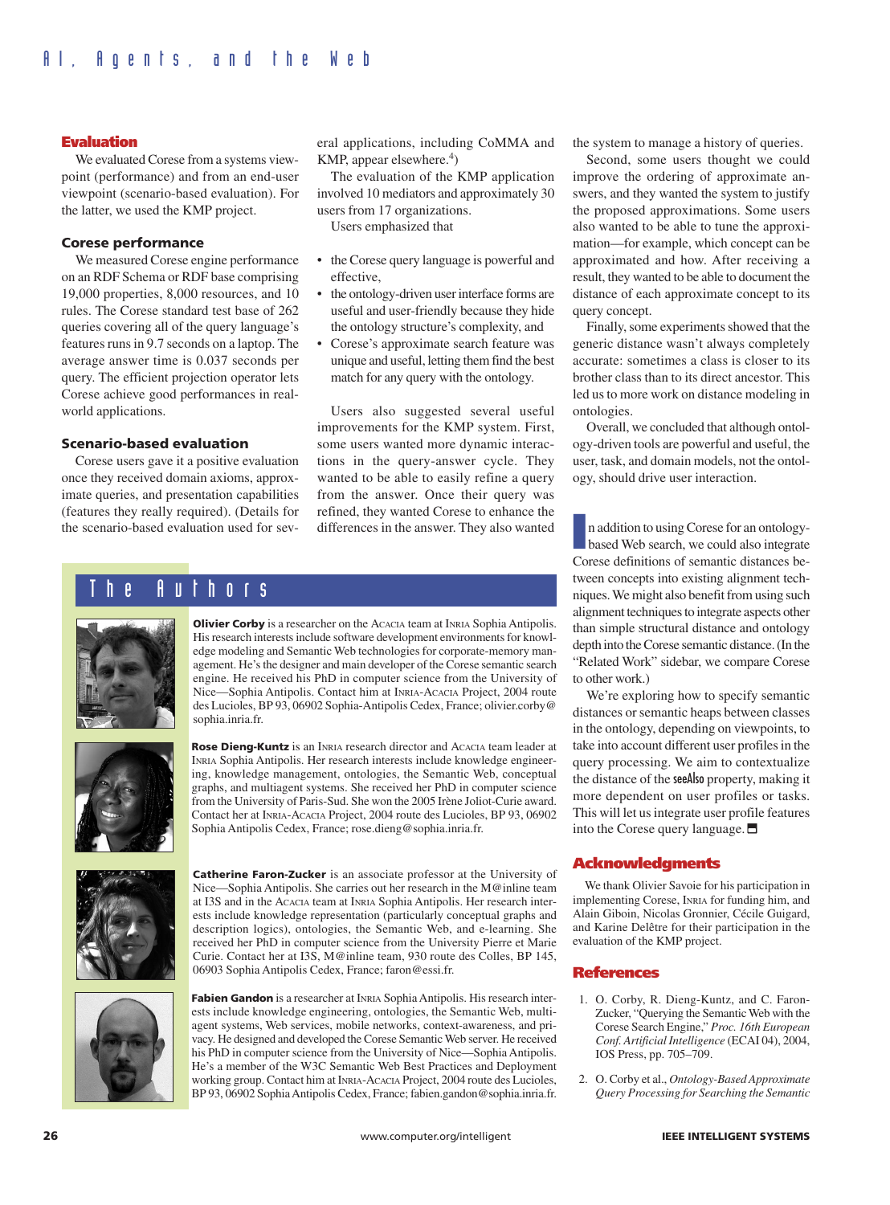## Evaluation

We evaluated Corese from a systems viewpoint (performance) and from an end-user viewpoint (scenario-based evaluation). For the latter, we used the KMP project.

### Corese performance

We measured Corese engine performance on an RDF Schema or RDF base comprising 19,000 properties, 8,000 resources, and 10 rules. The Corese standard test base of 262 queries covering all of the query language's features runs in 9.7 seconds on a laptop. The average answer time is 0.037 seconds per query. The efficient projection operator lets Corese achieve good performances in real-world applications.

### Scenario-based evaluation

Corese users gave it a positive evaluation once they received domain axioms, approximate queries, and presentation capabilities (features they really required). (Details for the scenario-based evaluation used for several applications, including CoMMA and KMP, appear elsewhere.[4])

The evaluation of the KMP application involved 10 mediators and approximately 30 users from 17 organizations.

Users emphasized that

- the Corese query language is powerful and effective,
- the ontology-driven user interface forms are useful and user-friendly because they hide the ontology structure's complexity, and
- Corese's approximate search feature was unique and useful, letting them find the best match for any query with the ontology.

Users also suggested several useful improvements for the KMP system. First, some users wanted more dynamic interactions in the query-answer cycle. They wanted to be able to easily refine a query from the answer. Once their query was refined, they wanted Corese to enhance the differences in the answer. They also wanted the system to manage a history of queries.

Second, some users thought we could improve the ordering of approximate answers, and they wanted the system to justify the proposed approximations. Some users also wanted to be able to tune the approximation—for example, which concept can be approximated and how. After receiving a result, they wanted to be able to document the distance of each approximate concept to its query concept.

Finally, some experiments showed that the generic distance wasn't always completely accurate: sometimes a class is closer to its brother class than to its direct ancestor. This led us to more work on distance modeling in ontologies.

Overall, we concluded that although ontology-driven tools are powerful and useful, the user, task, and domain models, not the ontology, should drive user interaction.

In addition to using Corese for an ontology-based Web search, we could also integrate Corese definitions of semantic distances between concepts into existing alignment techniques. We might also benefit from using such alignment techniques to integrate aspects other than simple structural distance and ontology depth into the Corese semantic distance. (In the "Related Work" sidebar, we compare Corese to other work.)

We're exploring how to specify semantic distances or semantic heaps between classes in the ontology, depending on viewpoints, to take into account different user profiles in the query processing. We aim to contextualize the distance of the seeAlso property, making it more dependent on user profiles or tasks. This will let us integrate user profile features into the Corese query language.

## The Authors

**Olivier Corby** is a researcher on the Acacia team at Inria Sophia Antipolis. His research interests include software development environments for knowledge modeling and Semantic Web technologies for corporate-memory management. He's the designer and main developer of the Corese semantic search engine. He received his PhD in computer science from the University of Nice—Sophia Antipolis. Contact him at Inria-Acacia Project, 2004 route des Lucioles, BP 93, 06902 Sophia-Antipolis Cedex, France; olivier.corby@sophia.inria.fr.

**Rose Dieng-Kuntz** is an Inria research director and Acacia team leader at Inria Sophia Antipolis. Her research interests include knowledge engineering, knowledge management, ontologies, the Semantic Web, conceptual graphs, and multiagent systems. She received her PhD in computer science from the University of Paris-Sud. She won the 2005 Irène Joliot-Curie award. Contact her at Inria-Acacia Project, 2004 route des Lucioles, BP 93, 06902 Sophia Antipolis Cedex, France; rose.dieng@sophia.inria.fr.

**Catherine Faron-Zucker** is an associate professor at the University of Nice—Sophia Antipolis. She carries out her research in the M@inline team at I3S and in the Acacia team at Inria Sophia Antipolis. Her research interests include knowledge representation (particularly conceptual graphs and description logics), ontologies, the Semantic Web, and e-learning. She received her PhD in computer science from the University Pierre et Marie Curie. Contact her at I3S, M@inline team, 930 route des Colles, BP 145, 06903 Sophia Antipolis Cedex, France; faron@essi.fr.

**Fabien Gandon** is a researcher at Inria Sophia Antipolis. His research interests include knowledge engineering, ontologies, the Semantic Web, multiagent systems, Web services, mobile networks, context-awareness, and privacy. He designed and developed the Corese Semantic Web server. He received his PhD in computer science from the University of Nice—Sophia Antipolis. He's a member of the W3C Semantic Web Best Practices and Deployment working group. Contact him at Inria-Acacia Project, 2004 route des Lucioles, BP 93, 06902 Sophia Antipolis Cedex, France; fabien.gandon@sophia.inria.fr.

## Acknowledgments

We thank Olivier Savoie for his participation in implementing Corese, Inria for funding him, and Alain Giboin, Nicolas Gronnier, Cécile Guigard, and Karine Delêtre for their participation in the evaluation of the KMP project.

## References

1. O. Corby, R. Dieng-Kuntz, and C. Faron-Zucker, "Querying the Semantic Web with the Corese Search Engine," *Proc. 16th European Conf. Artificial Intelligence* (ECAI 04), 2004, IOS Press, pp. 705–709.
2. O. Corby et al., *Ontology-Based Approximate Query Processing for Searching the Semantic*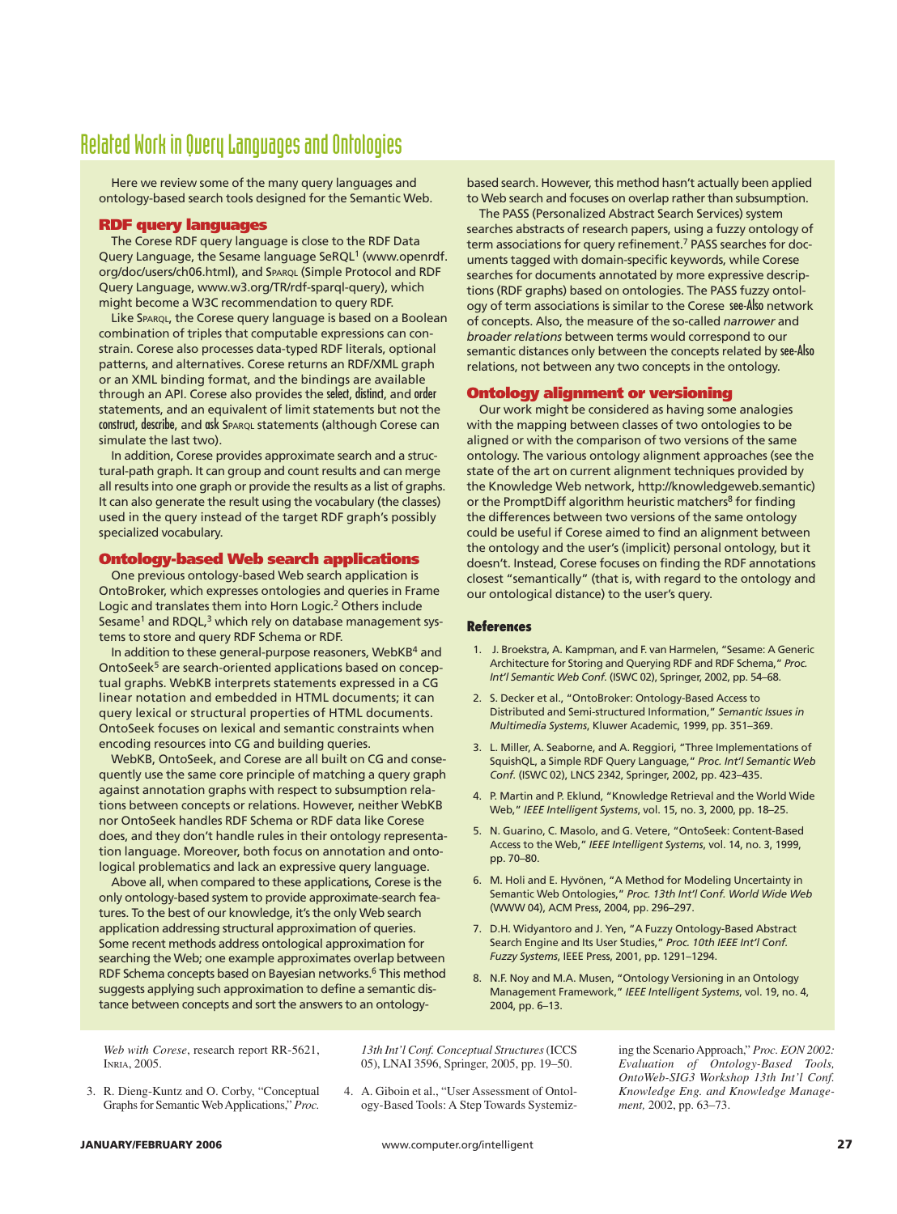# Related Work in Query Languages and Ontologies

Here we review some of the many query languages and ontology-based search tools designed for the Semantic Web.

## RDF query languages

The Corese RDF query language is close to the RDF Data Query Language, the Sesame language SeRQL[1] (www.openrdf.org/doc/users/ch06.html), and SPARQL (Simple Protocol and RDF Query Language, www.w3.org/TR/rdf-sparql-query), which might become a W3C recommendation to query RDF.

Like SPARQL, the Corese query language is based on a Boolean combination of triples that computable expressions can constrain. Corese also processes data-typed RDF literals, optional patterns, and alternatives. Corese returns an RDF/XML graph or an XML binding format, and the bindings are available through an API. Corese also provides the select, distinct, and order statements, and an equivalent of limit statements but not the construct, describe, and ask SPARQL statements (although Corese can simulate the last two).

In addition, Corese provides approximate search and a structural-path graph. It can group and count results and can merge all results into one graph or provide the results as a list of graphs. It can also generate the result using the vocabulary (the classes) used in the query instead of the target RDF graph's possibly specialized vocabulary.

## Ontology-based Web search applications

One previous ontology-based Web search application is OntoBroker, which expresses ontologies and queries in Frame Logic and translates them into Horn Logic.[2] Others include Sesame[1] and RDQL,[3] which rely on database management systems to store and query RDF Schema or RDF.

In addition to these general-purpose reasoners, WebKB[4] and OntoSeek[5] are search-oriented applications based on conceptual graphs. WebKB interprets statements expressed in a CG linear notation and embedded in HTML documents; it can query lexical or structural properties of HTML documents. OntoSeek focuses on lexical and semantic constraints when encoding resources into CG and building queries.

WebKB, OntoSeek, and Corese are all built on CG and consequently use the same core principle of matching a query graph against annotation graphs with respect to subsumption relations between concepts or relations. However, neither WebKB nor OntoSeek handles RDF Schema or RDF data like Corese does, and they don't handle rules in their ontology representation language. Moreover, both focus on annotation and ontological problematics and lack an expressive query language.

Above all, when compared to these applications, Corese is the only ontology-based system to provide approximate-search features. To the best of our knowledge, it's the only Web search application addressing structural approximation of queries. Some recent methods address ontological approximation for searching the Web; one example approximates overlap between RDF Schema concepts based on Bayesian networks.[6] This method suggests applying such approximation to define a semantic distance between concepts and sort the answers to an ontology-based search. However, this method hasn't actually been applied to Web search and focuses on overlap rather than subsumption.

The PASS (Personalized Abstract Search Services) system searches abstracts of research papers, using a fuzzy ontology of term associations for query refinement.[7] PASS searches for documents tagged with domain-specific keywords, while Corese searches for documents annotated by more expressive descriptions (RDF graphs) based on ontologies. The PASS fuzzy ontology of term associations is similar to the Corese see-Also network of concepts. Also, the measure of the so-called *narrower* and *broader relations* between terms would correspond to our semantic distances only between the concepts related by see-Also relations, not between any two concepts in the ontology.

## Ontology alignment or versioning

Our work might be considered as having some analogies with the mapping between classes of two ontologies to be aligned or with the comparison of two versions of the same ontology. The various ontology alignment approaches (see the state of the art on current alignment techniques provided by the Knowledge Web network, http://knowledgeweb.semantic) or the PromptDiff algorithm heuristic matchers[8] for finding the differences between two versions of the same ontology could be useful if Corese aimed to find an alignment between the ontology and the user's (implicit) personal ontology, but it doesn't. Instead, Corese focuses on finding the RDF annotations closest "semantically" (that is, with regard to the ontology and our ontological distance) to the user's query.

### References

1. J. Broekstra, A. Kampman, and F. van Harmelen, "Sesame: A Generic Architecture for Storing and Querying RDF and RDF Schema," *Proc. Int'l Semantic Web Conf.* (ISWC 02), Springer, 2002, pp. 54–68.
2. S. Decker et al., "OntoBroker: Ontology-Based Access to Distributed and Semi-structured Information," *Semantic Issues in Multimedia Systems*, Kluwer Academic, 1999, pp. 351–369.
3. L. Miller, A. Seaborne, and A. Reggiori, "Three Implementations of SquishQL, a Simple RDF Query Language," *Proc. Int'l Semantic Web Conf.* (ISWC 02), LNCS 2342, Springer, 2002, pp. 423–435.
4. P. Martin and P. Eklund, "Knowledge Retrieval and the World Wide Web," *IEEE Intelligent Systems*, vol. 15, no. 3, 2000, pp. 18–25.
5. N. Guarino, C. Masolo, and G. Vetere, "OntoSeek: Content-Based Access to the Web," *IEEE Intelligent Systems*, vol. 14, no. 3, 1999, pp. 70–80.
6. M. Holi and E. Hyvönen, "A Method for Modeling Uncertainty in Semantic Web Ontologies," *Proc. 13th Int'l Conf. World Wide Web* (WWW 04), ACM Press, 2004, pp. 296–297.
7. D.H. Widyantoro and J. Yen, "A Fuzzy Ontology-Based Abstract Search Engine and Its User Studies," *Proc. 10th IEEE Int'l Conf. Fuzzy Systems*, IEEE Press, 2001, pp. 1291–1294.
8. N.F. Noy and M.A. Musen, "Ontology Versioning in an Ontology Management Framework," *IEEE Intelligent Systems*, vol. 19, no. 4, 2004, pp. 6–13.

---

*Web with Corese*, research report RR-5621, INRIA, 2005.

3. R. Dieng-Kuntz and O. Corby, "Conceptual Graphs for Semantic Web Applications," *Proc. 13th Int'l Conf. Conceptual Structures* (ICCS 05), LNAI 3596, Springer, 2005, pp. 19–50.
4. A. Giboin et al., "User Assessment of Ontology-Based Tools: A Step Towards Systemizing the Scenario Approach," *Proc. EON 2002: Evaluation of Ontology-Based Tools, OntoWeb-SIG3 Workshop 13th Int'l Conf. Knowledge Eng. and Knowledge Management,* 2002, pp. 63–73.